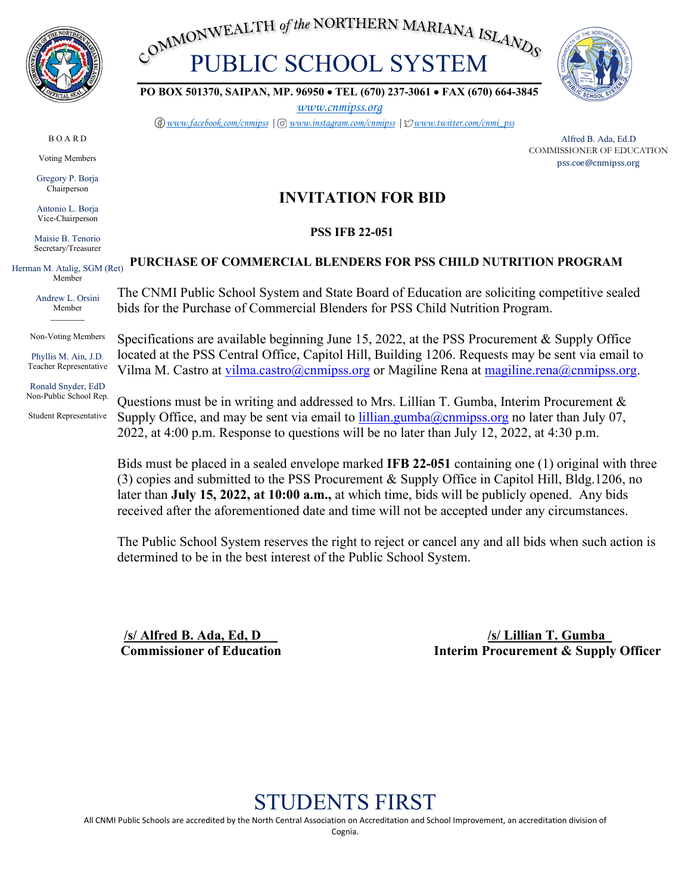# COMMONWEALTH of the NORTHERN MARIANA ISLANDS
# PUBLIC SCHOOL SYSTEM

**PO BOX 501370, SAIPAN, MP. 96950 • TEL (670) 237-3061 • FAX (670) 664-3845**

www.cnmipss.org

www.facebook.com/cnmipss | www.instagram.com/cnmipss | www.twitter.com/cnmi_pss

BOARD

Voting Members

Gregory P. Borja
Chairperson

Antonio L. Borja
Vice-Chairperson

Maisie B. Tenorio
Secretary/Treasurer

Herman M. Atalig, SGM (Ret)
Member

Andrew L. Orsini
Member

Non-Voting Members

Phyllis M. Ain, J.D.
Teacher Representative

Ronald Snyder, EdD
Non-Public School Rep.

Student Representative

Alfred B. Ada, Ed.D
COMMISSIONER OF EDUCATION
pss.coe@cnmipss.org

## INVITATION FOR BID

**PSS IFB 22-051**

**PURCHASE OF COMMERCIAL BLENDERS FOR PSS CHILD NUTRITION PROGRAM**

The CNMI Public School System and State Board of Education are soliciting competitive sealed bids for the Purchase of Commercial Blenders for PSS Child Nutrition Program.

Specifications are available beginning June 15, 2022, at the PSS Procurement & Supply Office located at the PSS Central Office, Capitol Hill, Building 1206. Requests may be sent via email to Vilma M. Castro at vilma.castro@cnmipss.org or Magiline Rena at magiline.rena@cnmipss.org.

Questions must be in writing and addressed to Mrs. Lillian T. Gumba, Interim Procurement & Supply Office, and may be sent via email to lillian.gumba@cnmipss.org no later than July 07, 2022, at 4:00 p.m. Response to questions will be no later than July 12, 2022, at 4:30 p.m.

Bids must be placed in a sealed envelope marked **IFB 22-051** containing one (1) original with three (3) copies and submitted to the PSS Procurement & Supply Office in Capitol Hill, Bldg.1206, no later than **July 15, 2022, at 10:00 a.m.,** at which time, bids will be publicly opened. Any bids received after the aforementioned date and time will not be accepted under any circumstances.

The Public School System reserves the right to reject or cancel any and all bids when such action is determined to be in the best interest of the Public School System.

**/s/ Alfred B. Ada, Ed, D**
**Commissioner of Education**

**/s/ Lillian T. Gumba**
**Interim Procurement & Supply Officer**

STUDENTS FIRST

All CNMI Public Schools are accredited by the North Central Association on Accreditation and School Improvement, an accreditation division of Cognia.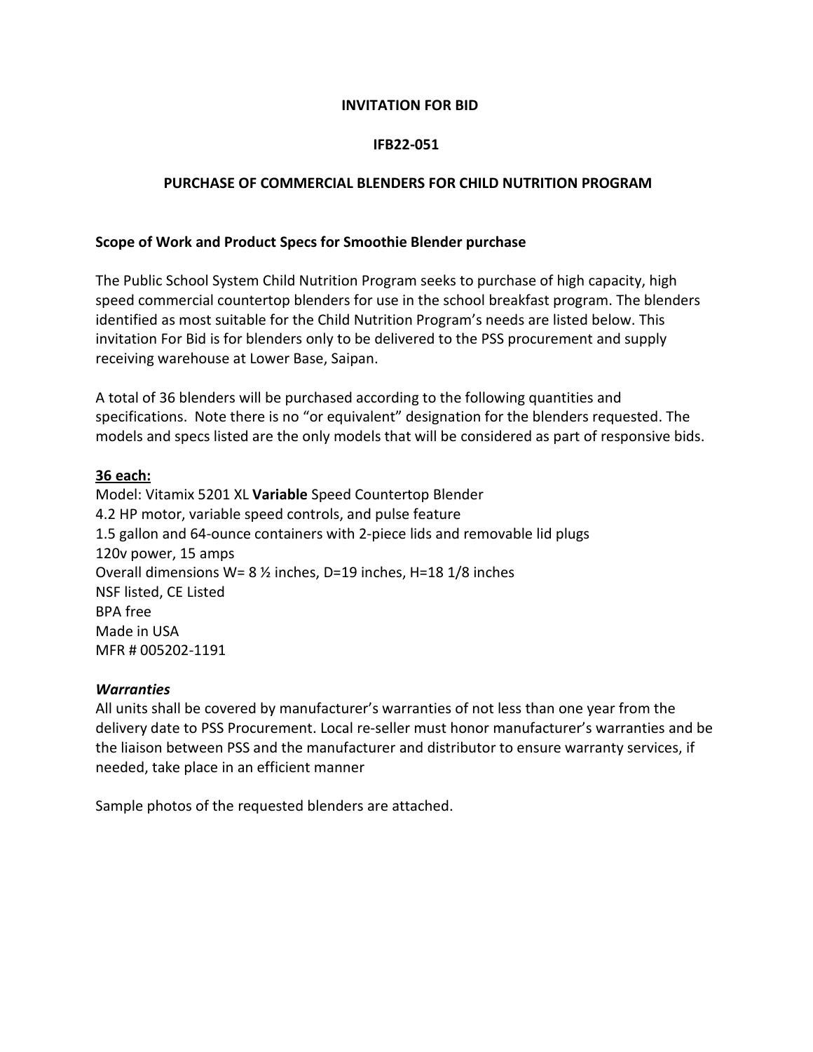**INVITATION FOR BID**

**IFB22-051**

**PURCHASE OF COMMERCIAL BLENDERS FOR CHILD NUTRITION PROGRAM**

**Scope of Work and Product Specs for Smoothie Blender purchase**

The Public School System Child Nutrition Program seeks to purchase of high capacity, high speed commercial countertop blenders for use in the school breakfast program. The blenders identified as most suitable for the Child Nutrition Program's needs are listed below. This invitation For Bid is for blenders only to be delivered to the PSS procurement and supply receiving warehouse at Lower Base, Saipan.

A total of 36 blenders will be purchased according to the following quantities and specifications. Note there is no "or equivalent" designation for the blenders requested. The models and specs listed are the only models that will be considered as part of responsive bids.

**36 each:**

Model: Vitamix 5201 XL **Variable** Speed Countertop Blender
4.2 HP motor, variable speed controls, and pulse feature
1.5 gallon and 64-ounce containers with 2-piece lids and removable lid plugs
120v power, 15 amps
Overall dimensions W= 8 ½ inches, D=19 inches, H=18 1/8 inches
NSF listed, CE Listed
BPA free
Made in USA
MFR # 005202-1191

***Warranties***

All units shall be covered by manufacturer's warranties of not less than one year from the delivery date to PSS Procurement. Local re-seller must honor manufacturer's warranties and be the liaison between PSS and the manufacturer and distributor to ensure warranty services, if needed, take place in an efficient manner

Sample photos of the requested blenders are attached.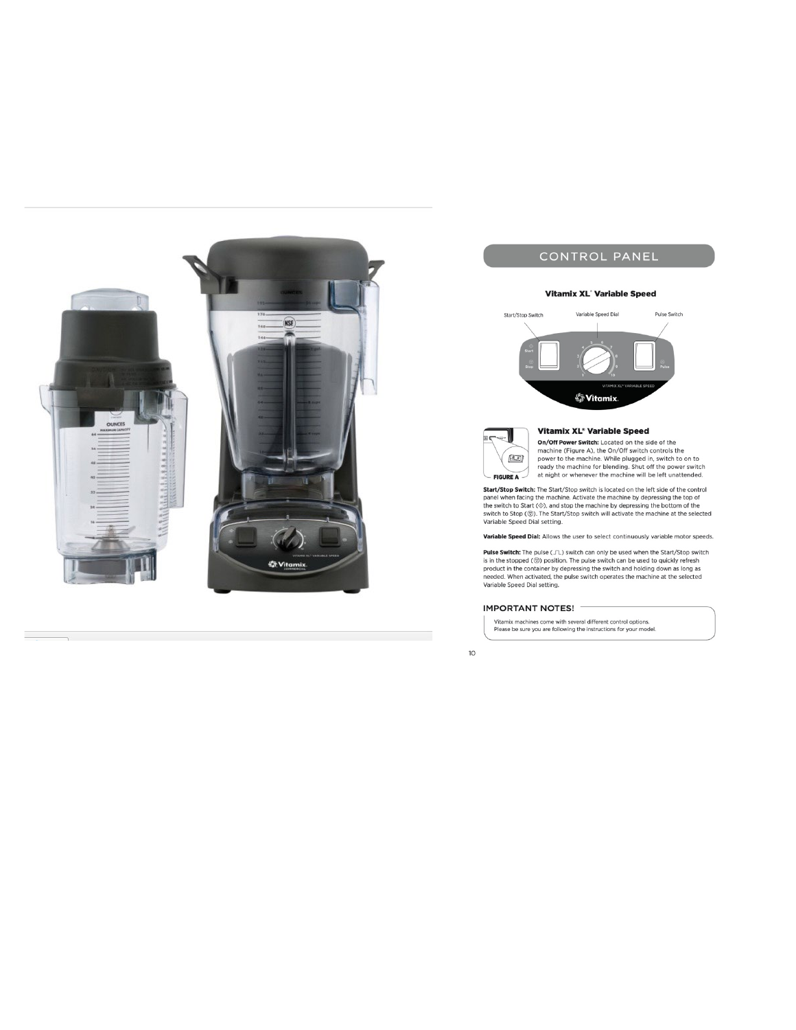# CONTROL PANEL

### Vitamix XL® Variable Speed

Start/Stop Switch — Variable Speed Dial — Pulse Switch

### Vitamix XL® Variable Speed

FIGURE A

**On/Off Power Switch:** Located on the side of the machine (Figure A), the On/Off switch controls the power to the machine. While plugged in, switch to on to ready the machine for blending. Shut off the power switch at night or whenever the machine will be left unattended.

**Start/Stop Switch:** The Start/Stop switch is located on the left side of the control panel when facing the machine. Activate the machine by depressing the top of the switch to Start (◇), and stop the machine by depressing the bottom of the switch to Stop (◎). The Start/Stop switch will activate the machine at the selected Variable Speed Dial setting.

**Variable Speed Dial:** Allows the user to select continuously variable motor speeds.

**Pulse Switch:** The pulse (⎍) switch can only be used when the Start/Stop switch is in the stopped (◎) position. The pulse switch can be used to quickly refresh product in the container by depressing the switch and holding down as long as needed. When activated, the pulse switch operates the machine at the selected Variable Speed Dial setting.

**IMPORTANT NOTES!**

Vitamix machines come with several different control options. Please be sure you are following the instructions for your model.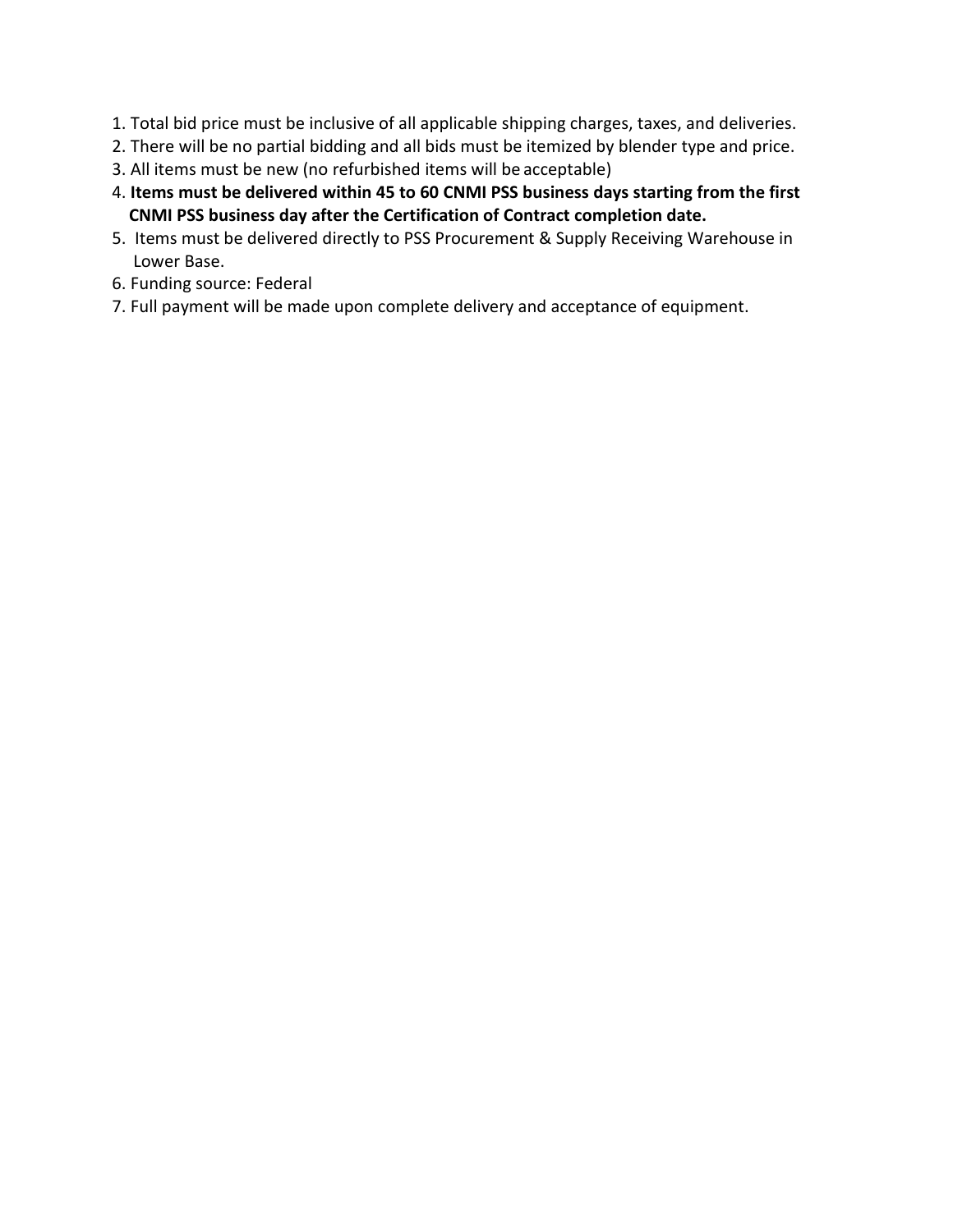1. Total bid price must be inclusive of all applicable shipping charges, taxes, and deliveries.
2. There will be no partial bidding and all bids must be itemized by blender type and price.
3. All items must be new (no refurbished items will be acceptable)
4. **Items must be delivered within 45 to 60 CNMI PSS business days starting from the first CNMI PSS business day after the Certification of Contract completion date.**
5. Items must be delivered directly to PSS Procurement & Supply Receiving Warehouse in Lower Base.
6. Funding source: Federal
7. Full payment will be made upon complete delivery and acceptance of equipment.